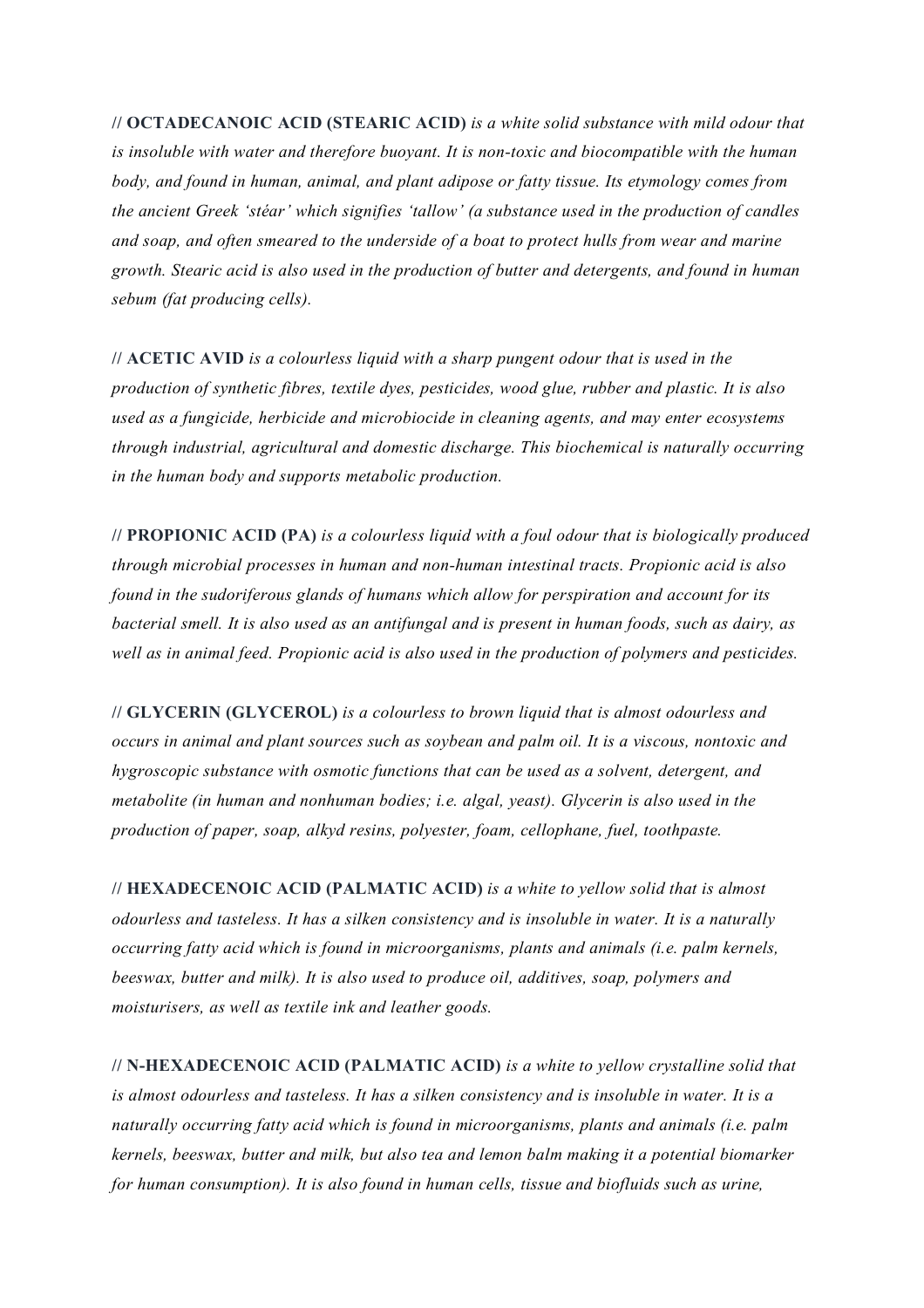// **OCTADECANOIC ACID (STEARIC ACID)** *is a white solid substance with mild odour that is insoluble with water and therefore buoyant. It is non-toxic and biocompatible with the human body, and found in human, animal, and plant adipose or fatty tissue. Its etymology comes from the ancient Greek 'stéar' which signifies 'tallow' (a substance used in the production of candles and soap, and often smeared to the underside of a boat to protect hulls from wear and marine growth. Stearic acid is also used in the production of butter and detergents, and found in human sebum (fat producing cells).*

// **ACETIC AVID** *is a colourless liquid with a sharp pungent odour that is used in the production of synthetic fibres, textile dyes, pesticides, wood glue, rubber and plastic. It is also used as a fungicide, herbicide and microbiocide in cleaning agents, and may enter ecosystems through industrial, agricultural and domestic discharge. This biochemical is naturally occurring in the human body and supports metabolic production.*

// **PROPIONIC ACID (PA)** *is a colourless liquid with a foul odour that is biologically produced through microbial processes in human and non-human intestinal tracts. Propionic acid is also found in the sudoriferous glands of humans which allow for perspiration and account for its bacterial smell. It is also used as an antifungal and is present in human foods, such as dairy, as well as in animal feed. Propionic acid is also used in the production of polymers and pesticides.*

// **GLYCERIN (GLYCEROL)** *is a colourless to brown liquid that is almost odourless and occurs in animal and plant sources such as soybean and palm oil. It is a viscous, nontoxic and hygroscopic substance with osmotic functions that can be used as a solvent, detergent, and metabolite (in human and nonhuman bodies; i.e. algal, yeast). Glycerin is also used in the production of paper, soap, alkyd resins, polyester, foam, cellophane, fuel, toothpaste.*

// **HEXADECENOIC ACID (PALMATIC ACID)** *is a white to yellow solid that is almost odourless and tasteless. It has a silken consistency and is insoluble in water. It is a naturally occurring fatty acid which is found in microorganisms, plants and animals (i.e. palm kernels, beeswax, butter and milk). It is also used to produce oil, additives, soap, polymers and moisturisers, as well as textile ink and leather goods.*

// **N-HEXADECENOIC ACID (PALMATIC ACID)** *is a white to yellow crystalline solid that is almost odourless and tasteless. It has a silken consistency and is insoluble in water. It is a naturally occurring fatty acid which is found in microorganisms, plants and animals (i.e. palm kernels, beeswax, butter and milk, but also tea and lemon balm making it a potential biomarker for human consumption). It is also found in human cells, tissue and biofluids such as urine,*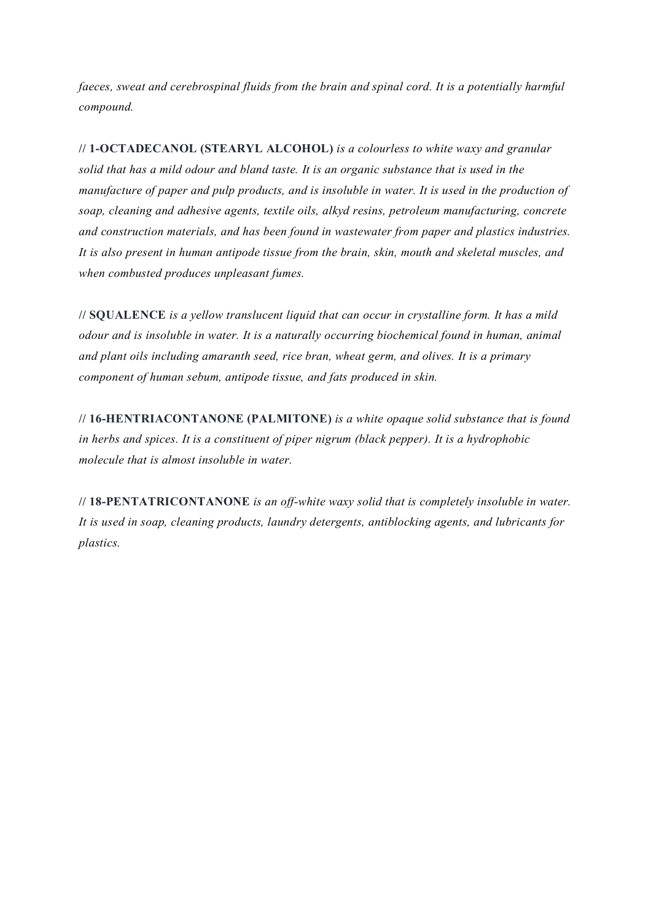*faeces, sweat and cerebrospinal fluids from the brain and spinal cord. It is a potentially harmful compound.*

// **1-OCTADECANOL (STEARYL ALCOHOL)** *is a colourless to white waxy and granular solid that has a mild odour and bland taste. It is an organic substance that is used in the manufacture of paper and pulp products, and is insoluble in water. It is used in the production of soap, cleaning and adhesive agents, textile oils, alkyd resins, petroleum manufacturing, concrete and construction materials, and has been found in wastewater from paper and plastics industries. It is also present in human antipode tissue from the brain, skin, mouth and skeletal muscles, and when combusted produces unpleasant fumes.*

// **SQUALENCE** *is a yellow translucent liquid that can occur in crystalline form. It has a mild odour and is insoluble in water. It is a naturally occurring biochemical found in human, animal and plant oils including amaranth seed, rice bran, wheat germ, and olives. It is a primary component of human sebum, antipode tissue, and fats produced in skin.*

// **16-HENTRIACONTANONE (PALMITONE)** *is a white opaque solid substance that is found in herbs and spices. It is a constituent of piper nigrum (black pepper). It is a hydrophobic molecule that is almost insoluble in water.*

// **18-PENTATRICONTANONE** *is an off-white waxy solid that is completely insoluble in water. It is used in soap, cleaning products, laundry detergents, antiblocking agents, and lubricants for plastics.*